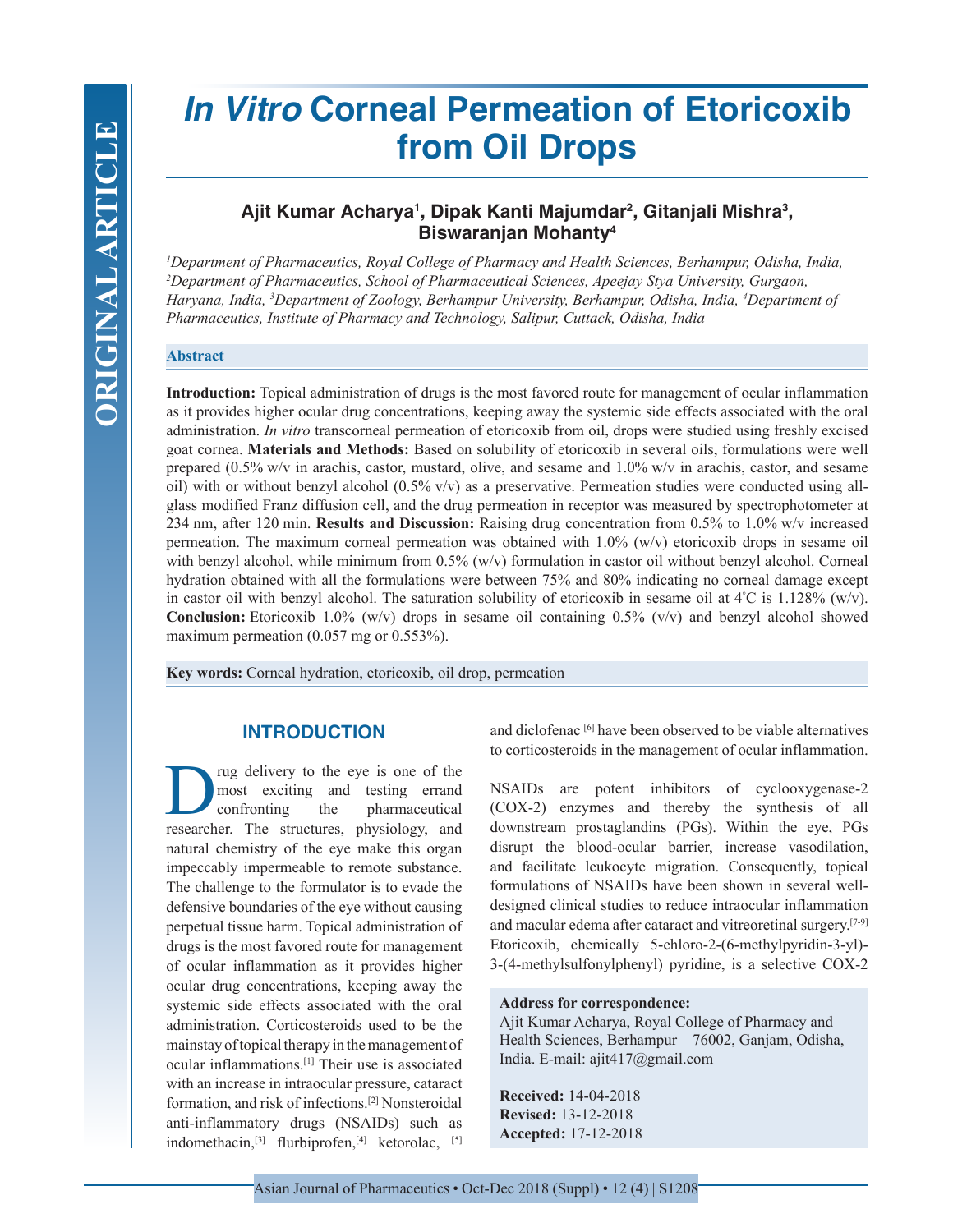# *In Vitro* Corneal Permeation of Etoricoxib from Oil Drops

**Ajit Kumar Acharya[1], Dipak Kanti Majumdar[2], Gitanjali Mishra[3], Biswaranjan Mohanty[4]**

*[1]Department of Pharmaceutics, Royal College of Pharmacy and Health Sciences, Berhampur, Odisha, India, [2]Department of Pharmaceutics, School of Pharmaceutical Sciences, Apeejay Stya University, Gurgaon, Haryana, India, [3]Department of Zoology, Berhampur University, Berhampur, Odisha, India, [4]Department of Pharmaceutics, Institute of Pharmacy and Technology, Salipur, Cuttack, Odisha, India*

## Abstract

**Introduction:** Topical administration of drugs is the most favored route for management of ocular inflammation as it provides higher ocular drug concentrations, keeping away the systemic side effects associated with the oral administration. *In vitro* transcorneal permeation of etoricoxib from oil, drops were studied using freshly excised goat cornea. **Materials and Methods:** Based on solubility of etoricoxib in several oils, formulations were well prepared (0.5% w/v in arachis, castor, mustard, olive, and sesame and 1.0% w/v in arachis, castor, and sesame oil) with or without benzyl alcohol (0.5% v/v) as a preservative. Permeation studies were conducted using all-glass modified Franz diffusion cell, and the drug permeation in receptor was measured by spectrophotometer at 234 nm, after 120 min. **Results and Discussion:** Raising drug concentration from 0.5% to 1.0% w/v increased permeation. The maximum corneal permeation was obtained with 1.0% (w/v) etoricoxib drops in sesame oil with benzyl alcohol, while minimum from 0.5% (w/v) formulation in castor oil without benzyl alcohol. Corneal hydration obtained with all the formulations were between 75% and 80% indicating no corneal damage except in castor oil with benzyl alcohol. The saturation solubility of etoricoxib in sesame oil at 4°C is 1.128% (w/v). **Conclusion:** Etoricoxib 1.0% (w/v) drops in sesame oil containing 0.5% (v/v) and benzyl alcohol showed maximum permeation (0.057 mg or 0.553%).

**Key words:** Corneal hydration, etoricoxib, oil drop, permeation

## INTRODUCTION

Drug delivery to the eye is one of the most exciting and testing errand confronting the pharmaceutical researcher. The structures, physiology, and natural chemistry of the eye make this organ impeccably impermeable to remote substance. The challenge to the formulator is to evade the defensive boundaries of the eye without causing perpetual tissue harm. Topical administration of drugs is the most favored route for management of ocular inflammation as it provides higher ocular drug concentrations, keeping away the systemic side effects associated with the oral administration. Corticosteroids used to be the mainstay of topical therapy in the management of ocular inflammations.[1] Their use is associated with an increase in intraocular pressure, cataract formation, and risk of infections.[2] Nonsteroidal anti-inflammatory drugs (NSAIDs) such as indomethacin,[3] flurbiprofen,[4] ketorolac, [5] and diclofenac [6] have been observed to be viable alternatives to corticosteroids in the management of ocular inflammation.

NSAIDs are potent inhibitors of cyclooxygenase-2 (COX-2) enzymes and thereby the synthesis of all downstream prostaglandins (PGs). Within the eye, PGs disrupt the blood-ocular barrier, increase vasodilation, and facilitate leukocyte migration. Consequently, topical formulations of NSAIDs have been shown in several well-designed clinical studies to reduce intraocular inflammation and macular edema after cataract and vitreoretinal surgery.[7-9] Etoricoxib, chemically 5-chloro-2-(6-methylpyridin-3-yl)-3-(4-methylsulfonylphenyl) pyridine, is a selective COX-2

**Address for correspondence:**
Ajit Kumar Acharya, Royal College of Pharmacy and Health Sciences, Berhampur – 76002, Ganjam, Odisha, India. E-mail: ajit417@gmail.com

**Received:** 14-04-2018
**Revised:** 13-12-2018
**Accepted:** 17-12-2018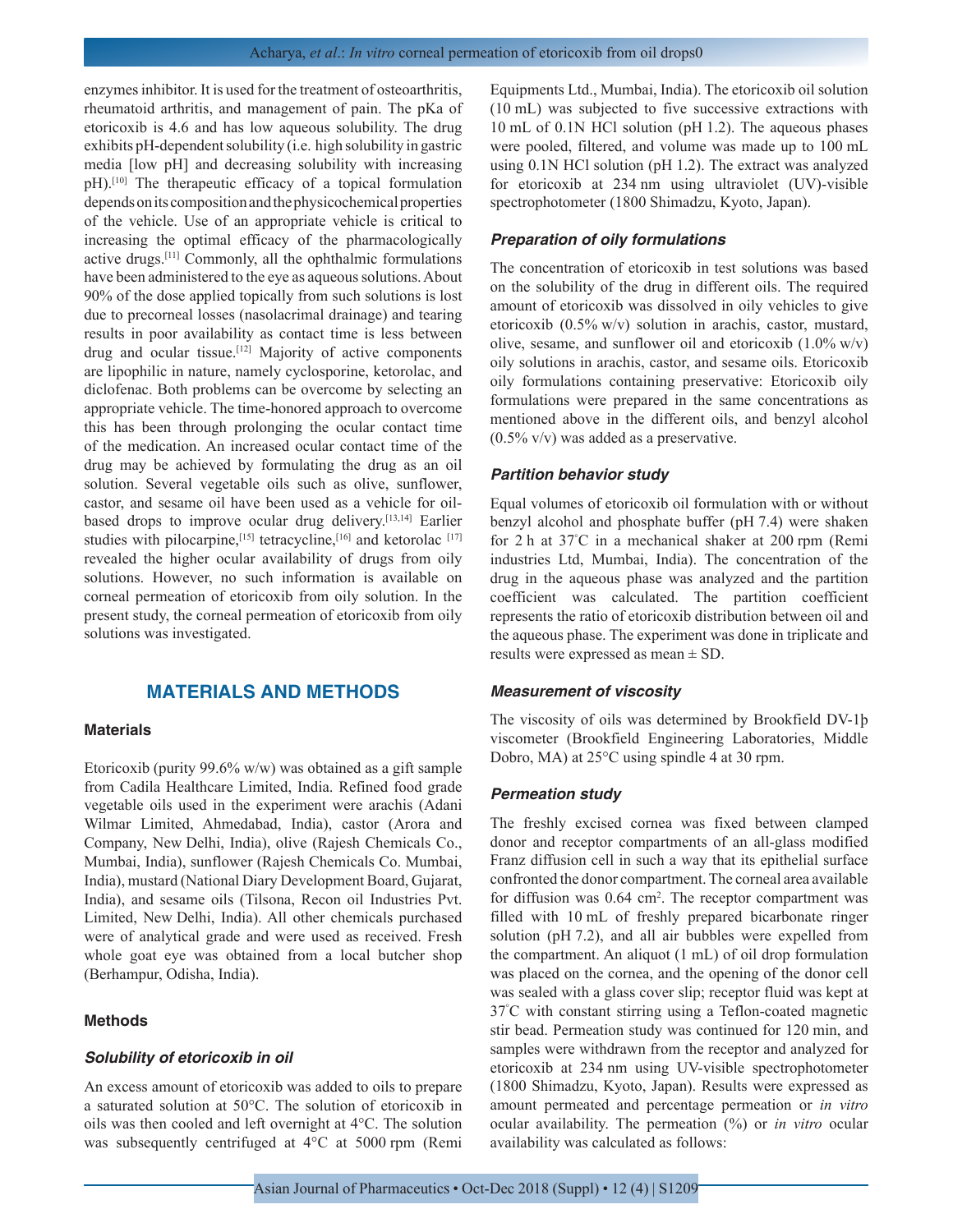enzymes inhibitor. It is used for the treatment of osteoarthritis, rheumatoid arthritis, and management of pain. The pKa of etoricoxib is 4.6 and has low aqueous solubility. The drug exhibits pH-dependent solubility (i.e. high solubility in gastric media [low pH] and decreasing solubility with increasing pH).[10] The therapeutic efficacy of a topical formulation depends on its composition and the physicochemical properties of the vehicle. Use of an appropriate vehicle is critical to increasing the optimal efficacy of the pharmacologically active drugs.[11] Commonly, all the ophthalmic formulations have been administered to the eye as aqueous solutions. About 90% of the dose applied topically from such solutions is lost due to precorneal losses (nasolacrimal drainage) and tearing results in poor availability as contact time is less between drug and ocular tissue.[12] Majority of active components are lipophilic in nature, namely cyclosporine, ketorolac, and diclofenac. Both problems can be overcome by selecting an appropriate vehicle. The time-honored approach to overcome this has been through prolonging the ocular contact time of the medication. An increased ocular contact time of the drug may be achieved by formulating the drug as an oil solution. Several vegetable oils such as olive, sunflower, castor, and sesame oil have been used as a vehicle for oil-based drops to improve ocular drug delivery.[13,14] Earlier studies with pilocarpine,[15] tetracycline,[16] and ketorolac [17] revealed the higher ocular availability of drugs from oily solutions. However, no such information is available on corneal permeation of etoricoxib from oily solution. In the present study, the corneal permeation of etoricoxib from oily solutions was investigated.

## MATERIALS AND METHODS

### Materials

Etoricoxib (purity 99.6% w/w) was obtained as a gift sample from Cadila Healthcare Limited, India. Refined food grade vegetable oils used in the experiment were arachis (Adani Wilmar Limited, Ahmedabad, India), castor (Arora and Company, New Delhi, India), olive (Rajesh Chemicals Co., Mumbai, India), sunflower (Rajesh Chemicals Co. Mumbai, India), mustard (National Diary Development Board, Gujarat, India), and sesame oils (Tilsona, Recon oil Industries Pvt. Limited, New Delhi, India). All other chemicals purchased were of analytical grade and were used as received. Fresh whole goat eye was obtained from a local butcher shop (Berhampur, Odisha, India).

### Methods

#### *Solubility of etoricoxib in oil*

An excess amount of etoricoxib was added to oils to prepare a saturated solution at 50°C. The solution of etoricoxib in oils was then cooled and left overnight at 4°C. The solution was subsequently centrifuged at 4°C at 5000 rpm (Remi Equipments Ltd., Mumbai, India). The etoricoxib oil solution (10 mL) was subjected to five successive extractions with 10 mL of 0.1N HCl solution (pH 1.2). The aqueous phases were pooled, filtered, and volume was made up to 100 mL using 0.1N HCl solution (pH 1.2). The extract was analyzed for etoricoxib at 234 nm using ultraviolet (UV)-visible spectrophotometer (1800 Shimadzu, Kyoto, Japan).

#### *Preparation of oily formulations*

The concentration of etoricoxib in test solutions was based on the solubility of the drug in different oils. The required amount of etoricoxib was dissolved in oily vehicles to give etoricoxib (0.5% w/v) solution in arachis, castor, mustard, olive, sesame, and sunflower oil and etoricoxib (1.0% w/v) oily solutions in arachis, castor, and sesame oils. Etoricoxib oily formulations containing preservative: Etoricoxib oily formulations were prepared in the same concentrations as mentioned above in the different oils, and benzyl alcohol (0.5% v/v) was added as a preservative.

#### *Partition behavior study*

Equal volumes of etoricoxib oil formulation with or without benzyl alcohol and phosphate buffer (pH 7.4) were shaken for 2 h at 37°C in a mechanical shaker at 200 rpm (Remi industries Ltd, Mumbai, India). The concentration of the drug in the aqueous phase was analyzed and the partition coefficient was calculated. The partition coefficient represents the ratio of etoricoxib distribution between oil and the aqueous phase. The experiment was done in triplicate and results were expressed as mean ± SD.

#### *Measurement of viscosity*

The viscosity of oils was determined by Brookfield DV-1þ viscometer (Brookfield Engineering Laboratories, Middle Dobro, MA) at 25°C using spindle 4 at 30 rpm.

#### *Permeation study*

The freshly excised cornea was fixed between clamped donor and receptor compartments of an all-glass modified Franz diffusion cell in such a way that its epithelial surface confronted the donor compartment. The corneal area available for diffusion was 0.64 $cm^2$. The receptor compartment was filled with 10 mL of freshly prepared bicarbonate ringer solution (pH 7.2), and all air bubbles were expelled from the compartment. An aliquot (1 mL) of oil drop formulation was placed on the cornea, and the opening of the donor cell was sealed with a glass cover slip; receptor fluid was kept at 37°C with constant stirring using a Teflon-coated magnetic stir bead. Permeation study was continued for 120 min, and samples were withdrawn from the receptor and analyzed for etoricoxib at 234 nm using UV-visible spectrophotometer (1800 Shimadzu, Kyoto, Japan). Results were expressed as amount permeated and percentage permeation or *in vitro* ocular availability. The permeation (%) or *in vitro* ocular availability was calculated as follows: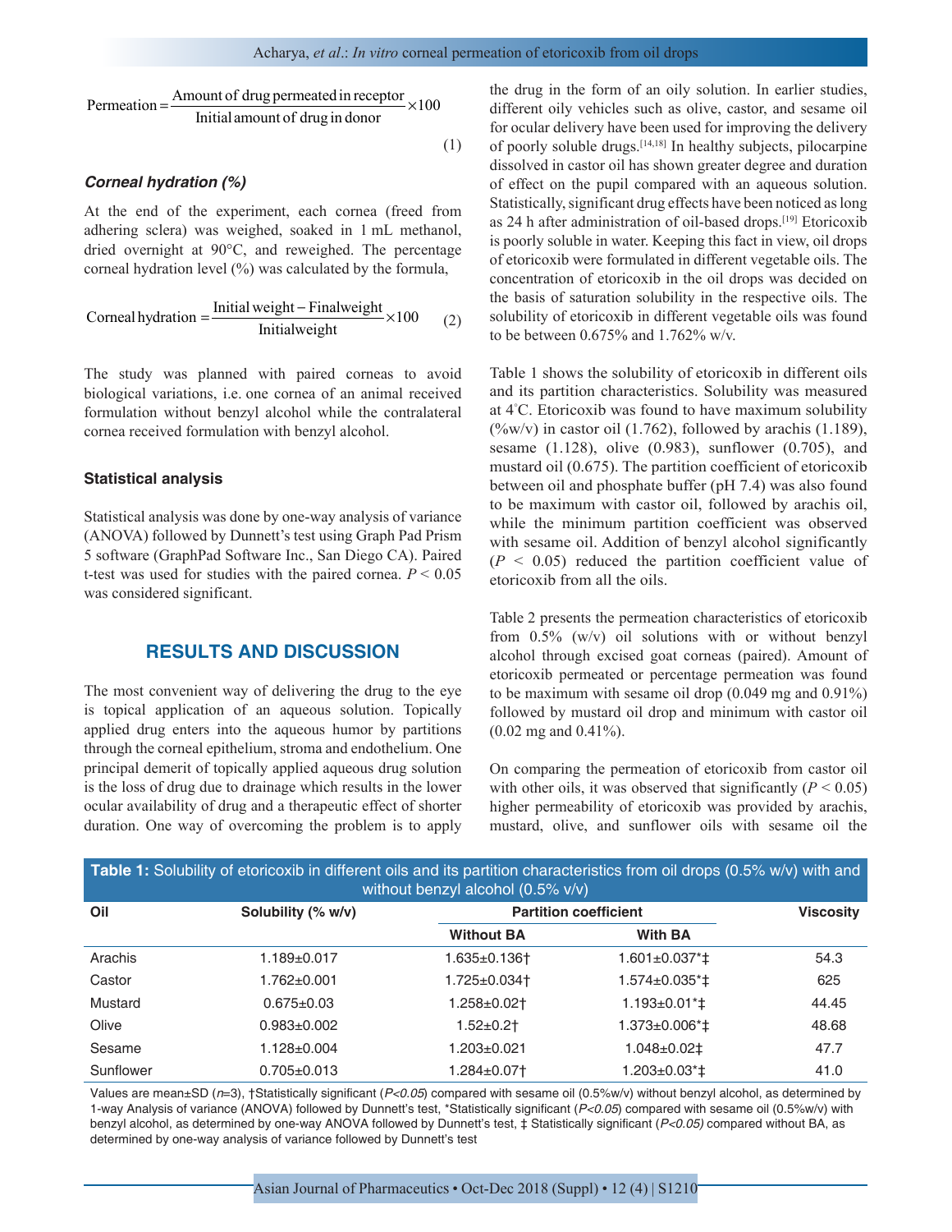$$\text{Permeation} = \frac{\text{Amount of drug permeated in receptor}}{\text{Initial amount of drug in donor}} \times 100 \quad (1)$$

### *Corneal hydration (%)*

At the end of the experiment, each cornea (freed from adhering sclera) was weighed, soaked in 1 mL methanol, dried overnight at 90°C, and reweighed. The percentage corneal hydration level (%) was calculated by the formula,

$$\text{Corneal hydration} = \frac{\text{Initial weight} - \text{Final weight}}{\text{Initial weight}} \times 100 \quad (2)$$

The study was planned with paired corneas to avoid biological variations, i.e. one cornea of an animal received formulation without benzyl alcohol while the contralateral cornea received formulation with benzyl alcohol.

### Statistical analysis

Statistical analysis was done by one-way analysis of variance (ANOVA) followed by Dunnett's test using Graph Pad Prism 5 software (GraphPad Software Inc., San Diego CA). Paired t-test was used for studies with the paired cornea. $P < 0.05$ was considered significant.

## RESULTS AND DISCUSSION

The most convenient way of delivering the drug to the eye is topical application of an aqueous solution. Topically applied drug enters into the aqueous humor by partitions through the corneal epithelium, stroma and endothelium. One principal demerit of topically applied aqueous drug solution is the loss of drug due to drainage which results in the lower ocular availability of drug and a therapeutic effect of shorter duration. One way of overcoming the problem is to apply the drug in the form of an oily solution. In earlier studies, different oily vehicles such as olive, castor, and sesame oil for ocular delivery have been used for improving the delivery of poorly soluble drugs.[14,18] In healthy subjects, pilocarpine dissolved in castor oil has shown greater degree and duration of effect on the pupil compared with an aqueous solution. Statistically, significant drug effects have been noticed as long as 24 h after administration of oil-based drops.[19] Etoricoxib is poorly soluble in water. Keeping this fact in view, oil drops of etoricoxib were formulated in different vegetable oils. The concentration of etoricoxib in the oil drops was decided on the basis of saturation solubility in the respective oils. The solubility of etoricoxib in different vegetable oils was found to be between 0.675% and 1.762% w/v.

Table 1 shows the solubility of etoricoxib in different oils and its partition characteristics. Solubility was measured at 4°C. Etoricoxib was found to have maximum solubility (%w/v) in castor oil (1.762), followed by arachis (1.189), sesame (1.128), olive (0.983), sunflower (0.705), and mustard oil (0.675). The partition coefficient of etoricoxib between oil and phosphate buffer (pH 7.4) was also found to be maximum with castor oil, followed by arachis oil, while the minimum partition coefficient was observed with sesame oil. Addition of benzyl alcohol significantly ($P < 0.05$) reduced the partition coefficient value of etoricoxib from all the oils.

Table 2 presents the permeation characteristics of etoricoxib from 0.5% (w/v) oil solutions with or without benzyl alcohol through excised goat corneas (paired). Amount of etoricoxib permeated or percentage permeation was found to be maximum with sesame oil drop (0.049 mg and 0.91%) followed by mustard oil drop and minimum with castor oil (0.02 mg and 0.41%).

On comparing the permeation of etoricoxib from castor oil with other oils, it was observed that significantly ($P < 0.05$) higher permeability of etoricoxib was provided by arachis, mustard, olive, and sunflower oils with sesame oil the

**Table 1:** Solubility of etoricoxib in different oils and its partition characteristics from oil drops (0.5% w/v) with and without benzyl alcohol (0.5% v/v)

| Oil | Solubility (% w/v) | Partition coefficient | | Viscosity |
|---|---|---|---|---|
| | | Without BA | With BA | |
| Arachis | 1.189±0.017 | 1.635±0.136† | 1.601±0.037*‡ | 54.3 |
| Castor | 1.762±0.001 | 1.725±0.034† | 1.574±0.035*‡ | 625 |
| Mustard | 0.675±0.03 | 1.258±0.02† | 1.193±0.01*‡ | 44.45 |
| Olive | 0.983±0.002 | 1.52±0.2† | 1.373±0.006*‡ | 48.68 |
| Sesame | 1.128±0.004 | 1.203±0.021 | 1.048±0.02‡ | 47.7 |
| Sunflower | 0.705±0.013 | 1.284±0.07† | 1.203±0.03*‡ | 41.0 |

Values are mean±SD (*n*=3), †Statistically significant (*P<0.05*) compared with sesame oil (0.5%w/v) without benzyl alcohol, as determined by 1-way Analysis of variance (ANOVA) followed by Dunnett's test, *Statistically significant (*P<0.05*) compared with sesame oil (0.5%w/v) with benzyl alcohol, as determined by one-way ANOVA followed by Dunnett's test, ‡ Statistically significant (*P<0.05)* compared without BA, as determined by one-way analysis of variance followed by Dunnett's test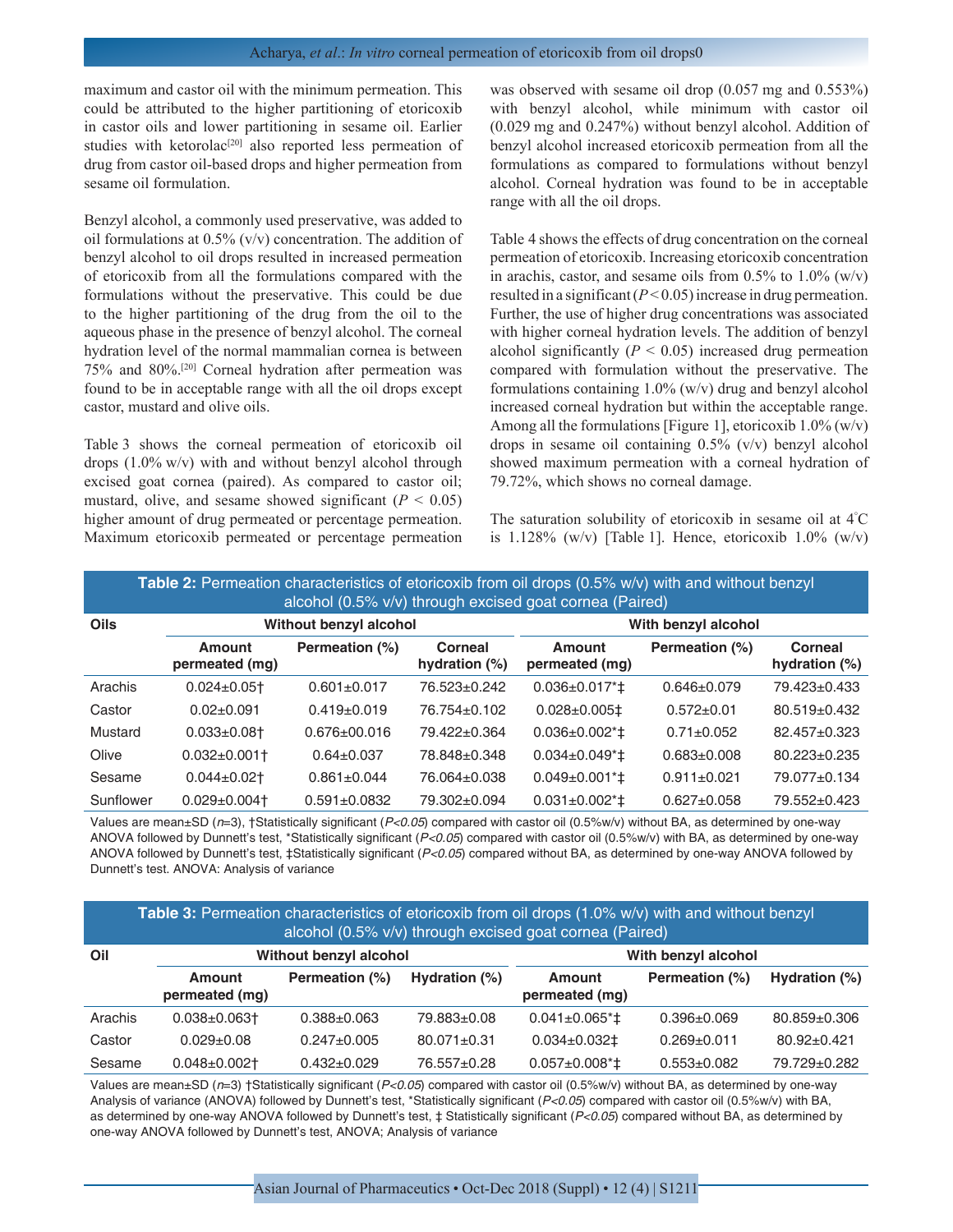maximum and castor oil with the minimum permeation. This could be attributed to the higher partitioning of etoricoxib in castor oils and lower partitioning in sesame oil. Earlier studies with ketorolac[20] also reported less permeation of drug from castor oil-based drops and higher permeation from sesame oil formulation.

Benzyl alcohol, a commonly used preservative, was added to oil formulations at 0.5% (v/v) concentration. The addition of benzyl alcohol to oil drops resulted in increased permeation of etoricoxib from all the formulations compared with the formulations without the preservative. This could be due to the higher partitioning of the drug from the oil to the aqueous phase in the presence of benzyl alcohol. The corneal hydration level of the normal mammalian cornea is between 75% and 80%.[20] Corneal hydration after permeation was found to be in acceptable range with all the oil drops except castor, mustard and olive oils.

Table 3 shows the corneal permeation of etoricoxib oil drops (1.0% w/v) with and without benzyl alcohol through excised goat cornea (paired). As compared to castor oil; mustard, olive, and sesame showed significant ($P < 0.05$) higher amount of drug permeated or percentage permeation. Maximum etoricoxib permeated or percentage permeation was observed with sesame oil drop (0.057 mg and 0.553%) with benzyl alcohol, while minimum with castor oil (0.029 mg and 0.247%) without benzyl alcohol. Addition of benzyl alcohol increased etoricoxib permeation from all the formulations as compared to formulations without benzyl alcohol. Corneal hydration was found to be in acceptable range with all the oil drops.

Table 4 shows the effects of drug concentration on the corneal permeation of etoricoxib. Increasing etoricoxib concentration in arachis, castor, and sesame oils from 0.5% to 1.0% (w/v) resulted in a significant ($P < 0.05$) increase in drug permeation. Further, the use of higher drug concentrations was associated with higher corneal hydration levels. The addition of benzyl alcohol significantly ($P < 0.05$) increased drug permeation compared with formulation without the preservative. The formulations containing 1.0% (w/v) drug and benzyl alcohol increased corneal hydration but within the acceptable range. Among all the formulations [Figure 1], etoricoxib 1.0% (w/v) drops in sesame oil containing 0.5% (v/v) benzyl alcohol showed maximum permeation with a corneal hydration of 79.72%, which shows no corneal damage.

The saturation solubility of etoricoxib in sesame oil at 4°C is 1.128% (w/v) [Table 1]. Hence, etoricoxib 1.0% (w/v)

**Table 2:** Permeation characteristics of etoricoxib from oil drops (0.5% w/v) with and without benzyl alcohol (0.5% v/v) through excised goat cornea (Paired)

| Oils | Without benzyl alcohol | | | With benzyl alcohol | | |
|---|---|---|---|---|---|---|
| | Amount permeated (mg) | Permeation (%) | Corneal hydration (%) | Amount permeated (mg) | Permeation (%) | Corneal hydration (%) |
| Arachis | 0.024±0.05† | 0.601±0.017 | 76.523±0.242 | 0.036±0.017*‡ | 0.646±0.079 | 79.423±0.433 |
| Castor | 0.02±0.091 | 0.419±0.019 | 76.754±0.102 | 0.028±0.005‡ | 0.572±0.01 | 80.519±0.432 |
| Mustard | 0.033±0.08† | 0.676±00.016 | 79.422±0.364 | 0.036±0.002*‡ | 0.71±0.052 | 82.457±0.323 |
| Olive | 0.032±0.001† | 0.64±0.037 | 78.848±0.348 | 0.034±0.049*‡ | 0.683±0.008 | 80.223±0.235 |
| Sesame | 0.044±0.02† | 0.861±0.044 | 76.064±0.038 | 0.049±0.001*‡ | 0.911±0.021 | 79.077±0.134 |
| Sunflower | 0.029±0.004† | 0.591±0.0832 | 79.302±0.094 | 0.031±0.002*‡ | 0.627±0.058 | 79.552±0.423 |

Values are mean±SD ($n$=3), †Statistically significant ($P<0.05$) compared with castor oil (0.5%w/v) without BA, as determined by one-way ANOVA followed by Dunnett's test, *Statistically significant ($P<0.05$) compared with castor oil (0.5%w/v) with BA, as determined by one-way ANOVA followed by Dunnett's test, ‡Statistically significant ($P<0.05$) compared without BA, as determined by one-way ANOVA followed by Dunnett's test. ANOVA: Analysis of variance

**Table 3:** Permeation characteristics of etoricoxib from oil drops (1.0% w/v) with and without benzyl alcohol (0.5% v/v) through excised goat cornea (Paired)

| Oil | Without benzyl alcohol | | | With benzyl alcohol | | |
|---|---|---|---|---|---|---|
| | Amount permeated (mg) | Permeation (%) | Hydration (%) | Amount permeated (mg) | Permeation (%) | Hydration (%) |
| Arachis | 0.038±0.063† | 0.388±0.063 | 79.883±0.08 | 0.041±0.065*‡ | 0.396±0.069 | 80.859±0.306 |
| Castor | 0.029±0.08 | 0.247±0.005 | 80.071±0.31 | 0.034±0.032‡ | 0.269±0.011 | 80.92±0.421 |
| Sesame | 0.048±0.002† | 0.432±0.029 | 76.557±0.28 | 0.057±0.008*‡ | 0.553±0.082 | 79.729±0.282 |

Values are mean±SD ($n$=3) †Statistically significant ($P<0.05$) compared with castor oil (0.5%w/v) without BA, as determined by one-way Analysis of variance (ANOVA) followed by Dunnett's test, *Statistically significant ($P<0.05$) compared with castor oil (0.5%w/v) with BA, as determined by one-way ANOVA followed by Dunnett's test, ‡ Statistically significant ($P<0.05$) compared without BA, as determined by one-way ANOVA followed by Dunnett's test, ANOVA; Analysis of variance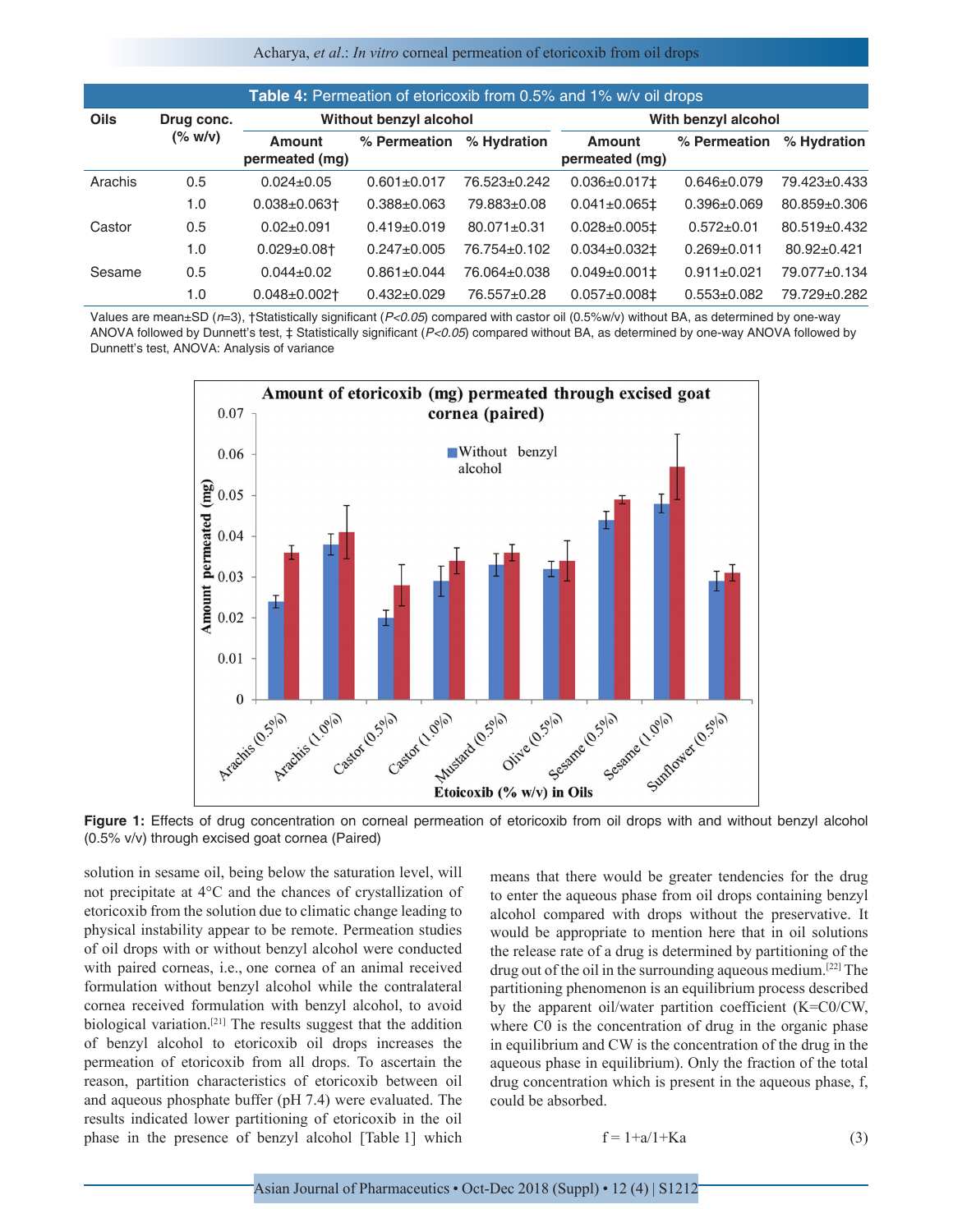**Table 4:** Permeation of etoricoxib from 0.5% and 1% w/v oil drops

| Oils | Drug conc. (% w/v) | Without benzyl alcohol | | | With benzyl alcohol | | |
|---|---|---|---|---|---|---|---|
| | | Amount permeated (mg) | % Permeation | % Hydration | Amount permeated (mg) | % Permeation | % Hydration |
| Arachis | 0.5 | 0.024±0.05 | 0.601±0.017 | 76.523±0.242 | 0.036±0.017‡ | 0.646±0.079 | 79.423±0.433 |
| | 1.0 | 0.038±0.063† | 0.388±0.063 | 79.883±0.08 | 0.041±0.065‡ | 0.396±0.069 | 80.859±0.306 |
| Castor | 0.5 | 0.02±0.091 | 0.419±0.019 | 80.071±0.31 | 0.028±0.005‡ | 0.572±0.01 | 80.519±0.432 |
| | 1.0 | 0.029±0.08† | 0.247±0.005 | 76.754±0.102 | 0.034±0.032‡ | 0.269±0.011 | 80.92±0.421 |
| Sesame | 0.5 | 0.044±0.02 | 0.861±0.044 | 76.064±0.038 | 0.049±0.001‡ | 0.911±0.021 | 79.077±0.134 |
| | 1.0 | 0.048±0.002† | 0.432±0.029 | 76.557±0.28 | 0.057±0.008‡ | 0.553±0.082 | 79.729±0.282 |

Values are mean±SD (*n*=3), †Statistically significant (*P<0.05*) compared with castor oil (0.5%w/v) without BA, as determined by one-way ANOVA followed by Dunnett's test, ‡ Statistically significant (*P<0.05*) compared without BA, as determined by one-way ANOVA followed by Dunnett's test, ANOVA: Analysis of variance

**Figure 1:** Effects of drug concentration on corneal permeation of etoricoxib from oil drops with and without benzyl alcohol (0.5% v/v) through excised goat cornea (Paired)

solution in sesame oil, being below the saturation level, will not precipitate at 4°C and the chances of crystallization of etoricoxib from the solution due to climatic change leading to physical instability appear to be remote. Permeation studies of oil drops with or without benzyl alcohol were conducted with paired corneas, i.e., one cornea of an animal received formulation without benzyl alcohol while the contralateral cornea received formulation with benzyl alcohol, to avoid biological variation.[21] The results suggest that the addition of benzyl alcohol to etoricoxib oil drops increases the permeation of etoricoxib from all drops. To ascertain the reason, partition characteristics of etoricoxib between oil and aqueous phosphate buffer (pH 7.4) were evaluated. The results indicated lower partitioning of etoricoxib in the oil phase in the presence of benzyl alcohol [Table 1] which means that there would be greater tendencies for the drug to enter the aqueous phase from oil drops containing benzyl alcohol compared with drops without the preservative. It would be appropriate to mention here that in oil solutions the release rate of a drug is determined by partitioning of the drug out of the oil in the surrounding aqueous medium.[22] The partitioning phenomenon is an equilibrium process described by the apparent oil/water partition coefficient (K=C0/CW, where C0 is the concentration of drug in the organic phase in equilibrium and CW is the concentration of the drug in the aqueous phase in equilibrium). Only the fraction of the total drug concentration which is present in the aqueous phase, f, could be absorbed.

$$f = 1+a/1+Ka \tag{3}$$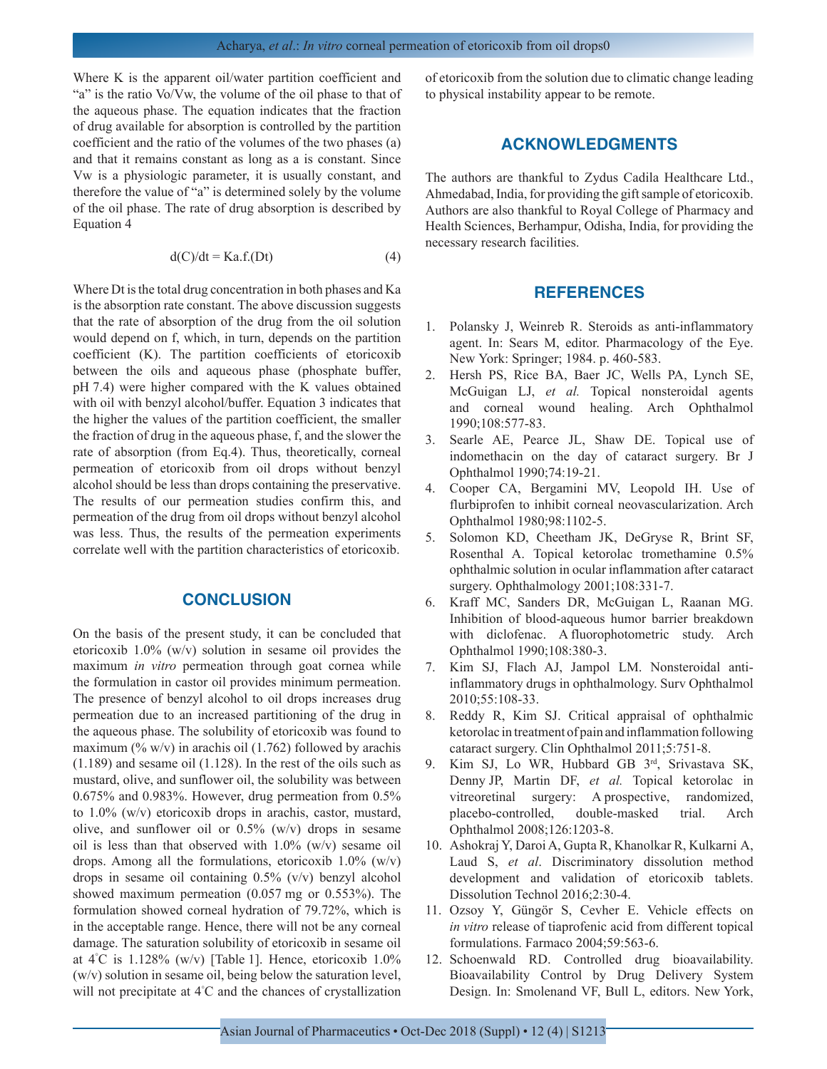Where K is the apparent oil/water partition coefficient and "a" is the ratio Vo/Vw, the volume of the oil phase to that of the aqueous phase. The equation indicates that the fraction of drug available for absorption is controlled by the partition coefficient and the ratio of the volumes of the two phases (a) and that it remains constant as long as a is constant. Since Vw is a physiologic parameter, it is usually constant, and therefore the value of "a" is determined solely by the volume of the oil phase. The rate of drug absorption is described by Equation 4

$$d(C)/dt = Ka.f.(Dt) \quad (4)$$

Where Dt is the total drug concentration in both phases and Ka is the absorption rate constant. The above discussion suggests that the rate of absorption of the drug from the oil solution would depend on f, which, in turn, depends on the partition coefficient (K). The partition coefficients of etoricoxib between the oils and aqueous phase (phosphate buffer, pH 7.4) were higher compared with the K values obtained with oil with benzyl alcohol/buffer. Equation 3 indicates that the higher the values of the partition coefficient, the smaller the fraction of drug in the aqueous phase, f, and the slower the rate of absorption (from Eq.4). Thus, theoretically, corneal permeation of etoricoxib from oil drops without benzyl alcohol should be less than drops containing the preservative. The results of our permeation studies confirm this, and permeation of the drug from oil drops without benzyl alcohol was less. Thus, the results of the permeation experiments correlate well with the partition characteristics of etoricoxib.

## CONCLUSION

On the basis of the present study, it can be concluded that etoricoxib 1.0% (w/v) solution in sesame oil provides the maximum *in vitro* permeation through goat cornea while the formulation in castor oil provides minimum permeation. The presence of benzyl alcohol to oil drops increases drug permeation due to an increased partitioning of the drug in the aqueous phase. The solubility of etoricoxib was found to maximum (% w/v) in arachis oil (1.762) followed by arachis (1.189) and sesame oil (1.128). In the rest of the oils such as mustard, olive, and sunflower oil, the solubility was between 0.675% and 0.983%. However, drug permeation from 0.5% to 1.0% (w/v) etoricoxib drops in arachis, castor, mustard, olive, and sunflower oil or 0.5% (w/v) drops in sesame oil is less than that observed with 1.0% (w/v) sesame oil drops. Among all the formulations, etoricoxib 1.0% (w/v) drops in sesame oil containing 0.5% (v/v) benzyl alcohol showed maximum permeation (0.057 mg or 0.553%). The formulation showed corneal hydration of 79.72%, which is in the acceptable range. Hence, there will not be any corneal damage. The saturation solubility of etoricoxib in sesame oil at 4°C is 1.128% (w/v) [Table 1]. Hence, etoricoxib 1.0% (w/v) solution in sesame oil, being below the saturation level, will not precipitate at 4°C and the chances of crystallization of etoricoxib from the solution due to climatic change leading to physical instability appear to be remote.

## ACKNOWLEDGMENTS

The authors are thankful to Zydus Cadila Healthcare Ltd., Ahmedabad, India, for providing the gift sample of etoricoxib. Authors are also thankful to Royal College of Pharmacy and Health Sciences, Berhampur, Odisha, India, for providing the necessary research facilities.

## REFERENCES

1. Polansky J, Weinreb R. Steroids as anti-inflammatory agent. In: Sears M, editor. Pharmacology of the Eye. New York: Springer; 1984. p. 460-583.
2. Hersh PS, Rice BA, Baer JC, Wells PA, Lynch SE, McGuigan LJ, *et al.* Topical nonsteroidal agents and corneal wound healing. Arch Ophthalmol 1990;108:577-83.
3. Searle AE, Pearce JL, Shaw DE. Topical use of indomethacin on the day of cataract surgery. Br J Ophthalmol 1990;74:19-21.
4. Cooper CA, Bergamini MV, Leopold IH. Use of flurbiprofen to inhibit corneal neovascularization. Arch Ophthalmol 1980;98:1102-5.
5. Solomon KD, Cheetham JK, DeGryse R, Brint SF, Rosenthal A. Topical ketorolac tromethamine 0.5% ophthalmic solution in ocular inflammation after cataract surgery. Ophthalmology 2001;108:331-7.
6. Kraff MC, Sanders DR, McGuigan L, Raanan MG. Inhibition of blood-aqueous humor barrier breakdown with diclofenac. A fluorophotometric study. Arch Ophthalmol 1990;108:380-3.
7. Kim SJ, Flach AJ, Jampol LM. Nonsteroidal anti-inflammatory drugs in ophthalmology. Surv Ophthalmol 2010;55:108-33.
8. Reddy R, Kim SJ. Critical appraisal of ophthalmic ketorolac in treatment of pain and inflammation following cataract surgery. Clin Ophthalmol 2011;5:751-8.
9. Kim SJ, Lo WR, Hubbard GB 3rd, Srivastava SK, Denny JP, Martin DF, *et al.* Topical ketorolac in vitreoretinal surgery: A prospective, randomized, placebo-controlled, double-masked trial. Arch Ophthalmol 2008;126:1203-8.
10. Ashokraj Y, Daroi A, Gupta R, Khanolkar R, Kulkarni A, Laud S, *et al.* Discriminatory dissolution method development and validation of etoricoxib tablets. Dissolution Technol 2016;2:30-4.
11. Ozsoy Y, Güngör S, Cevher E. Vehicle effects on *in vitro* release of tiaprofenic acid from different topical formulations. Farmaco 2004;59:563-6.
12. Schoenwald RD. Controlled drug bioavailability. Bioavailability Control by Drug Delivery System Design. In: Smolenand VF, Bull L, editors. New York,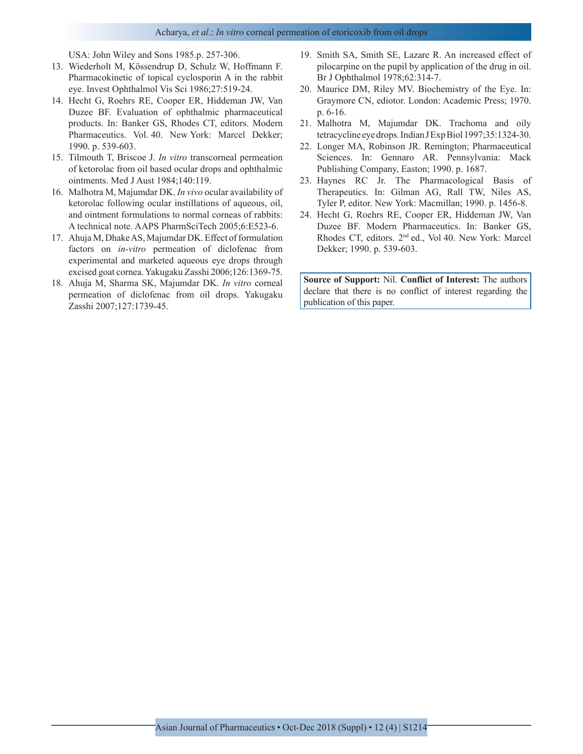USA: John Wiley and Sons 1985.p. 257-306.

13. Wiederholt M, Kössendrup D, Schulz W, Hoffmann F. Pharmacokinetic of topical cyclosporin A in the rabbit eye. Invest Ophthalmol Vis Sci 1986;27:519-24.
14. Hecht G, Roehrs RE, Cooper ER, Hiddeman JW, Van Duzee BF. Evaluation of ophthalmic pharmaceutical products. In: Banker GS, Rhodes CT, editors. Modern Pharmaceutics. Vol. 40. New York: Marcel Dekker; 1990. p. 539-603.
15. Tilmouth T, Briscoe J. *In vitro* transcorneal permeation of ketorolac from oil based ocular drops and ophthalmic ointments. Med J Aust 1984;140:119.
16. Malhotra M, Majumdar DK. *In vivo* ocular availability of ketorolac following ocular instillations of aqueous, oil, and ointment formulations to normal corneas of rabbits: A technical note. AAPS PharmSciTech 2005;6:E523-6.
17. Ahuja M, Dhake AS, Majumdar DK. Effect of formulation factors on *in-vitro* permeation of diclofenac from experimental and marketed aqueous eye drops through excised goat cornea. Yakugaku Zasshi 2006;126:1369-75.
18. Ahuja M, Sharma SK, Majumdar DK. *In vitro* corneal permeation of diclofenac from oil drops. Yakugaku Zasshi 2007;127:1739-45.
19. Smith SA, Smith SE, Lazare R. An increased effect of pilocarpine on the pupil by application of the drug in oil. Br J Ophthalmol 1978;62:314-7.
20. Maurice DM, Riley MV. Biochemistry of the Eye. In: Graymore CN, ediotor. London: Academic Press; 1970. p. 6-16.
21. Malhotra M, Majumdar DK. Trachoma and oily tetracycline eye drops. Indian J Exp Biol 1997;35:1324-30.
22. Longer MA, Robinson JR. Remington; Pharmaceutical Sciences. In: Gennaro AR. Pennsylvania: Mack Publishing Company, Easton; 1990. p. 1687.
23. Haynes RC Jr. The Pharmacological Basis of Therapeutics. In: Gilman AG, Rall TW, Niles AS, Tyler P, editor. New York: Macmillan; 1990. p. 1456-8.
24. Hecht G, Roehrs RE, Cooper ER, Hiddeman JW, Van Duzee BF. Modern Pharmaceutics. In: Banker GS, Rhodes CT, editors. 2nd ed., Vol 40. New York: Marcel Dekker; 1990. p. 539-603.

**Source of Support:** Nil. **Conflict of Interest:** The authors declare that there is no conflict of interest regarding the publication of this paper.